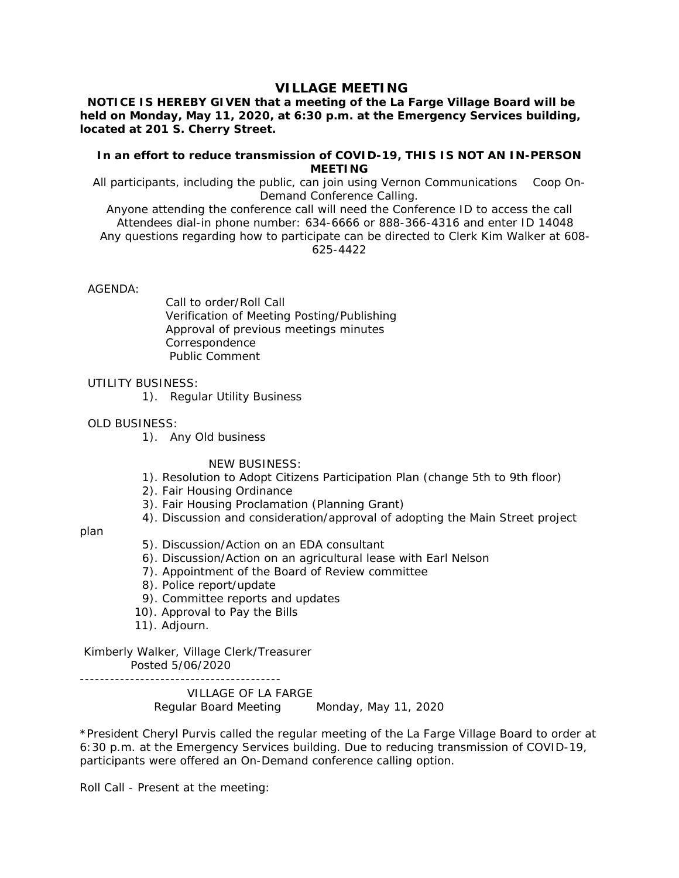# VILLAGE MEETING

**NOTICE IS HEREBY GIVEN that a meeting of the La Farge Village Board will be held on Monday, May 11, 2020, at 6:30 p.m. at the Emergency Services building, located at 201 S. Cherry Street.**

**In an effort to reduce transmission of COVID-19, THIS IS NOT AN IN-PERSON MEETING**

All participants, including the public, can join using Vernon Communications Coop On-Demand Conference Calling.

Anyone attending the conference call will need the Conference ID to access the call

Attendees dial-in phone number: 634-6666 or 888-366-4316 and enter ID 14048

Any questions regarding how to participate can be directed to Clerk Kim Walker at 608-625-4422

AGENDA:

Call to order/Roll Call
Verification of Meeting Posting/Publishing
Approval of previous meetings minutes
Correspondence
Public Comment

UTILITY BUSINESS:

1). Regular Utility Business

OLD BUSINESS:

1). Any Old business

NEW BUSINESS:

1). Resolution to Adopt Citizens Participation Plan (change 5th to 9th floor)
2). Fair Housing Ordinance
3). Fair Housing Proclamation (Planning Grant)
4). Discussion and consideration/approval of adopting the Main Street project plan
5). Discussion/Action on an EDA consultant
6). Discussion/Action on an agricultural lease with Earl Nelson
7). Appointment of the Board of Review committee
8). Police report/update
9). Committee reports and updates
10). Approval to Pay the Bills
11). Adjourn.

Kimberly Walker, Village Clerk/Treasurer
Posted 5/06/2020

---------------------------------------

VILLAGE OF LA FARGE
Regular Board Meeting Monday, May 11, 2020

*President Cheryl Purvis called the regular meeting of the La Farge Village Board to order at 6:30 p.m. at the Emergency Services building. Due to reducing transmission of COVID-19, participants were offered an On-Demand conference calling option.

Roll Call - Present at the meeting: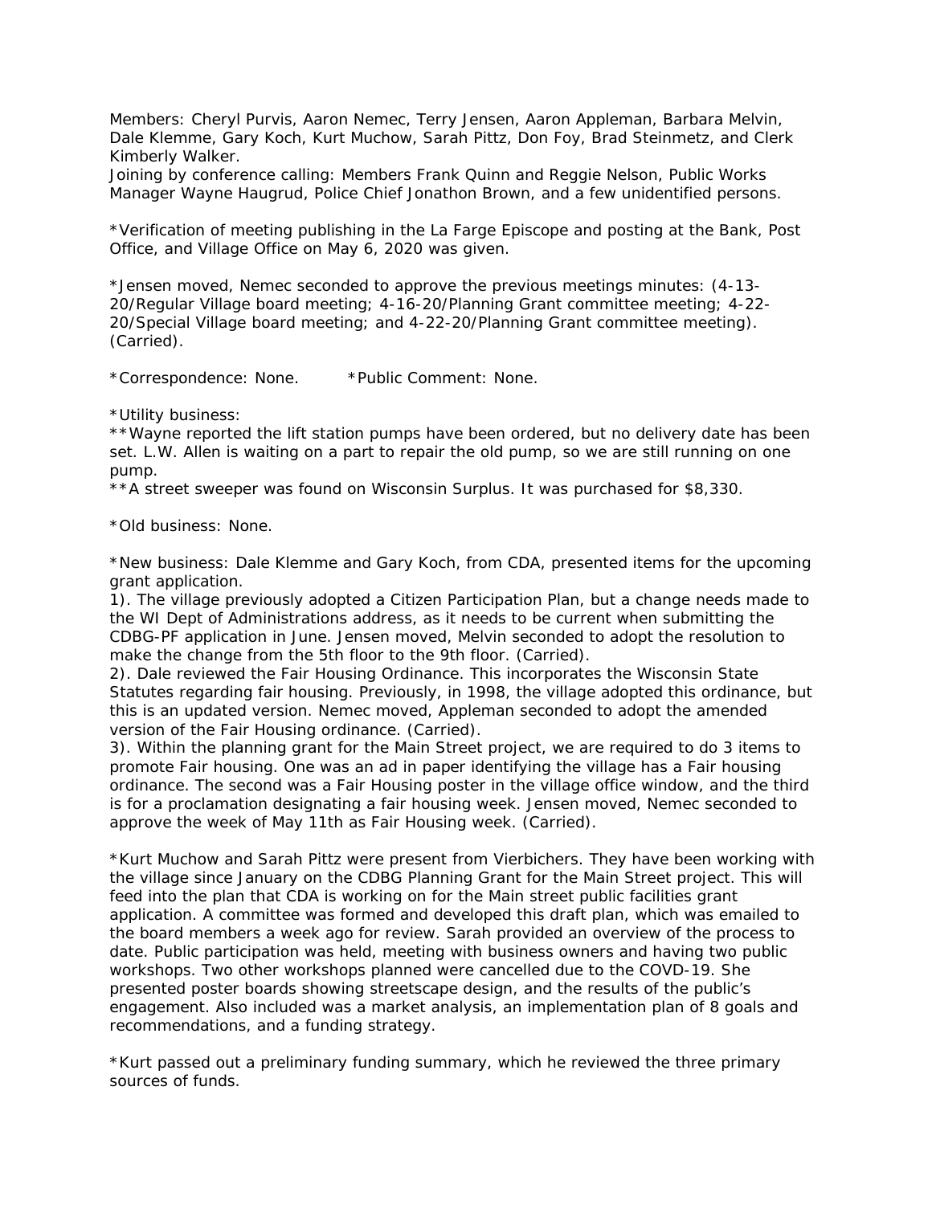Members: Cheryl Purvis, Aaron Nemec, Terry Jensen, Aaron Appleman, Barbara Melvin, Dale Klemme, Gary Koch, Kurt Muchow, Sarah Pittz, Don Foy, Brad Steinmetz, and Clerk Kimberly Walker.
Joining by conference calling: Members Frank Quinn and Reggie Nelson, Public Works Manager Wayne Haugrud, Police Chief Jonathon Brown, and a few unidentified persons.

*Verification of meeting publishing in the La Farge Episcope and posting at the Bank, Post Office, and Village Office on May 6, 2020 was given.

*Jensen moved, Nemec seconded to approve the previous meetings minutes: (4-13-20/Regular Village board meeting; 4-16-20/Planning Grant committee meeting; 4-22-20/Special Village board meeting; and 4-22-20/Planning Grant committee meeting). (Carried).

*Correspondence: None. *Public Comment: None.

*Utility business:
**Wayne reported the lift station pumps have been ordered, but no delivery date has been set. L.W. Allen is waiting on a part to repair the old pump, so we are still running on one pump.
**A street sweeper was found on Wisconsin Surplus. It was purchased for $8,330.

*Old business: None.

*New business: Dale Klemme and Gary Koch, from CDA, presented items for the upcoming grant application.
1). The village previously adopted a Citizen Participation Plan, but a change needs made to the WI Dept of Administrations address, as it needs to be current when submitting the CDBG-PF application in June. Jensen moved, Melvin seconded to adopt the resolution to make the change from the 5th floor to the 9th floor. (Carried).
2). Dale reviewed the Fair Housing Ordinance. This incorporates the Wisconsin State Statutes regarding fair housing. Previously, in 1998, the village adopted this ordinance, but this is an updated version. Nemec moved, Appleman seconded to adopt the amended version of the Fair Housing ordinance. (Carried).
3). Within the planning grant for the Main Street project, we are required to do 3 items to promote Fair housing. One was an ad in paper identifying the village has a Fair housing ordinance. The second was a Fair Housing poster in the village office window, and the third is for a proclamation designating a fair housing week. Jensen moved, Nemec seconded to approve the week of May 11th as Fair Housing week. (Carried).

*Kurt Muchow and Sarah Pittz were present from Vierbichers. They have been working with the village since January on the CDBG Planning Grant for the Main Street project. This will feed into the plan that CDA is working on for the Main street public facilities grant application. A committee was formed and developed this draft plan, which was emailed to the board members a week ago for review. Sarah provided an overview of the process to date. Public participation was held, meeting with business owners and having two public workshops. Two other workshops planned were cancelled due to the COVD-19. She presented poster boards showing streetscape design, and the results of the public's engagement. Also included was a market analysis, an implementation plan of 8 goals and recommendations, and a funding strategy.

*Kurt passed out a preliminary funding summary, which he reviewed the three primary sources of funds.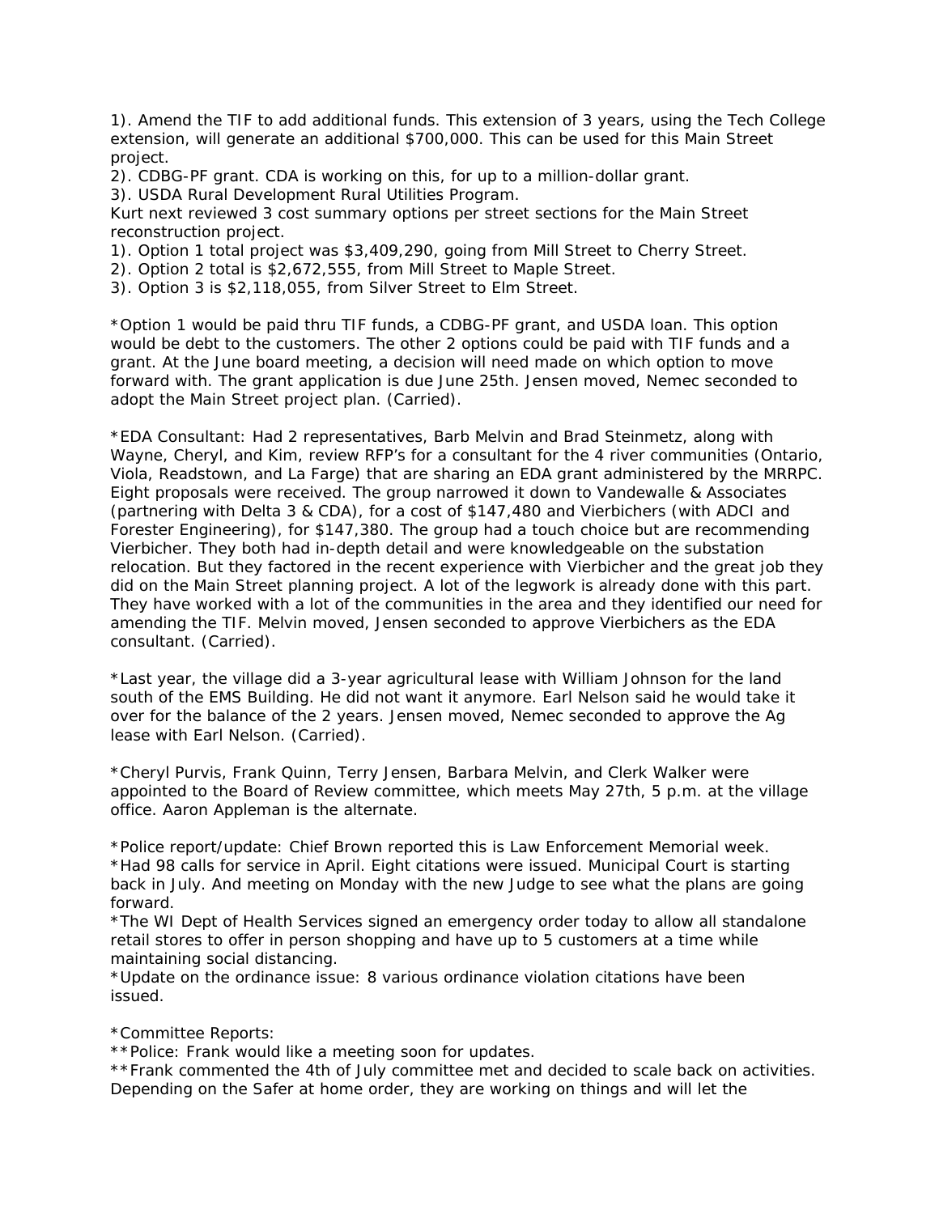1). Amend the TIF to add additional funds. This extension of 3 years, using the Tech College extension, will generate an additional $700,000. This can be used for this Main Street project.

2). CDBG-PF grant. CDA is working on this, for up to a million-dollar grant.

3). USDA Rural Development Rural Utilities Program.

Kurt next reviewed 3 cost summary options per street sections for the Main Street reconstruction project.

1). Option 1 total project was $3,409,290, going from Mill Street to Cherry Street.

2). Option 2 total is $2,672,555, from Mill Street to Maple Street.

3). Option 3 is $2,118,055, from Silver Street to Elm Street.

*Option 1 would be paid thru TIF funds, a CDBG-PF grant, and USDA loan. This option would be debt to the customers. The other 2 options could be paid with TIF funds and a grant. At the June board meeting, a decision will need made on which option to move forward with. The grant application is due June 25th. Jensen moved, Nemec seconded to adopt the Main Street project plan. (Carried).

*EDA Consultant: Had 2 representatives, Barb Melvin and Brad Steinmetz, along with Wayne, Cheryl, and Kim, review RFP's for a consultant for the 4 river communities (Ontario, Viola, Readstown, and La Farge) that are sharing an EDA grant administered by the MRRPC. Eight proposals were received. The group narrowed it down to Vandewalle & Associates (partnering with Delta 3 & CDA), for a cost of $147,480 and Vierbichers (with ADCI and Forester Engineering), for $147,380. The group had a touch choice but are recommending Vierbicher. They both had in-depth detail and were knowledgeable on the substation relocation. But they factored in the recent experience with Vierbicher and the great job they did on the Main Street planning project. A lot of the legwork is already done with this part. They have worked with a lot of the communities in the area and they identified our need for amending the TIF. Melvin moved, Jensen seconded to approve Vierbichers as the EDA consultant. (Carried).

*Last year, the village did a 3-year agricultural lease with William Johnson for the land south of the EMS Building. He did not want it anymore. Earl Nelson said he would take it over for the balance of the 2 years. Jensen moved, Nemec seconded to approve the Ag lease with Earl Nelson. (Carried).

*Cheryl Purvis, Frank Quinn, Terry Jensen, Barbara Melvin, and Clerk Walker were appointed to the Board of Review committee, which meets May 27th, 5 p.m. at the village office. Aaron Appleman is the alternate.

*Police report/update: Chief Brown reported this is Law Enforcement Memorial week.
*Had 98 calls for service in April. Eight citations were issued. Municipal Court is starting back in July. And meeting on Monday with the new Judge to see what the plans are going forward.
*The WI Dept of Health Services signed an emergency order today to allow all standalone retail stores to offer in person shopping and have up to 5 customers at a time while maintaining social distancing.
*Update on the ordinance issue: 8 various ordinance violation citations have been issued.

*Committee Reports:
**Police: Frank would like a meeting soon for updates.
**Frank commented the 4th of July committee met and decided to scale back on activities. Depending on the Safer at home order, they are working on things and will let the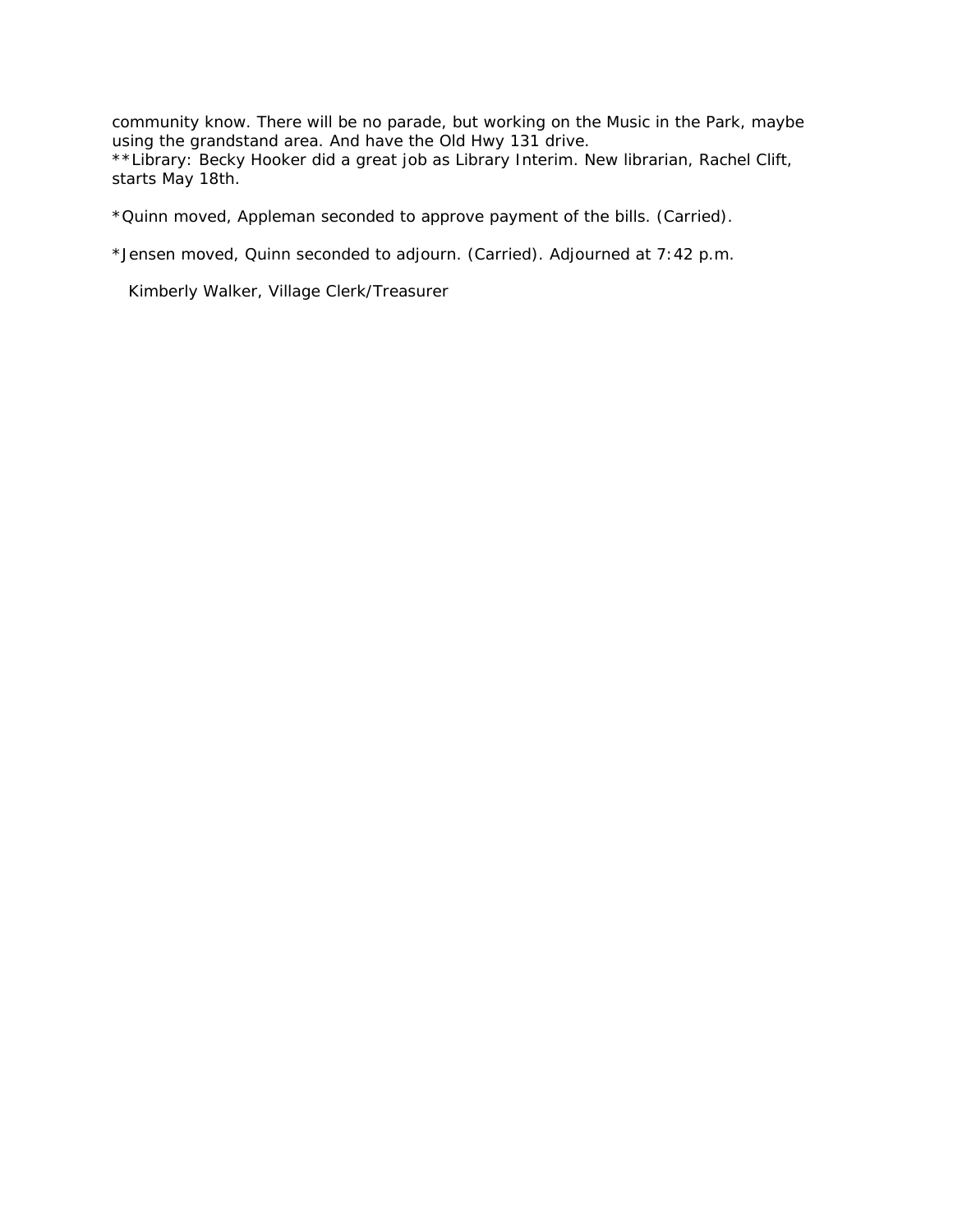community know. There will be no parade, but working on the Music in the Park, maybe using the grandstand area. And have the Old Hwy 131 drive.
**Library: Becky Hooker did a great job as Library Interim. New librarian, Rachel Clift, starts May 18th.

*Quinn moved, Appleman seconded to approve payment of the bills. (Carried).

*Jensen moved, Quinn seconded to adjourn. (Carried). Adjourned at 7:42 p.m.

Kimberly Walker, Village Clerk/Treasurer